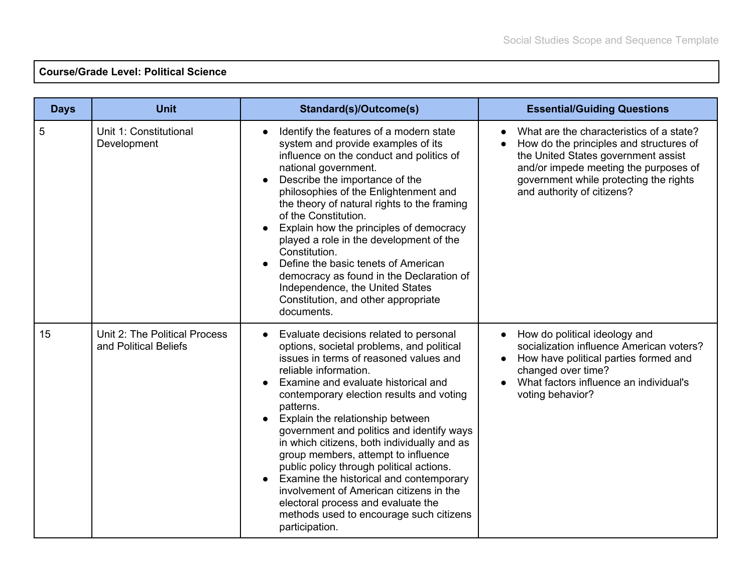**Course/Grade Level: Political Science**

| Days | Unit | Standard(s)/Outcome(s) | Essential/Guiding Questions |
| --- | --- | --- | --- |
| 5 | Unit 1: Constitutional Development | • Identify the features of a modern state system and provide examples of its influence on the conduct and politics of national government.<br>• Describe the importance of the philosophies of the Enlightenment and the theory of natural rights to the framing of the Constitution.<br>• Explain how the principles of democracy played a role in the development of the Constitution.<br>• Define the basic tenets of American democracy as found in the Declaration of Independence, the United States Constitution, and other appropriate documents. | • What are the characteristics of a state?<br>• How do the principles and structures of the United States government assist and/or impede meeting the purposes of government while protecting the rights and authority of citizens? |
| 15 | Unit 2: The Political Process and Political Beliefs | • Evaluate decisions related to personal options, societal problems, and political issues in terms of reasoned values and reliable information.<br>• Examine and evaluate historical and contemporary election results and voting patterns.<br>• Explain the relationship between government and politics and identify ways in which citizens, both individually and as group members, attempt to influence public policy through political actions.<br>• Examine the historical and contemporary involvement of American citizens in the electoral process and evaluate the methods used to encourage such citizens participation. | • How do political ideology and socialization influence American voters?<br>• How have political parties formed and changed over time?<br>• What factors influence an individual's voting behavior? |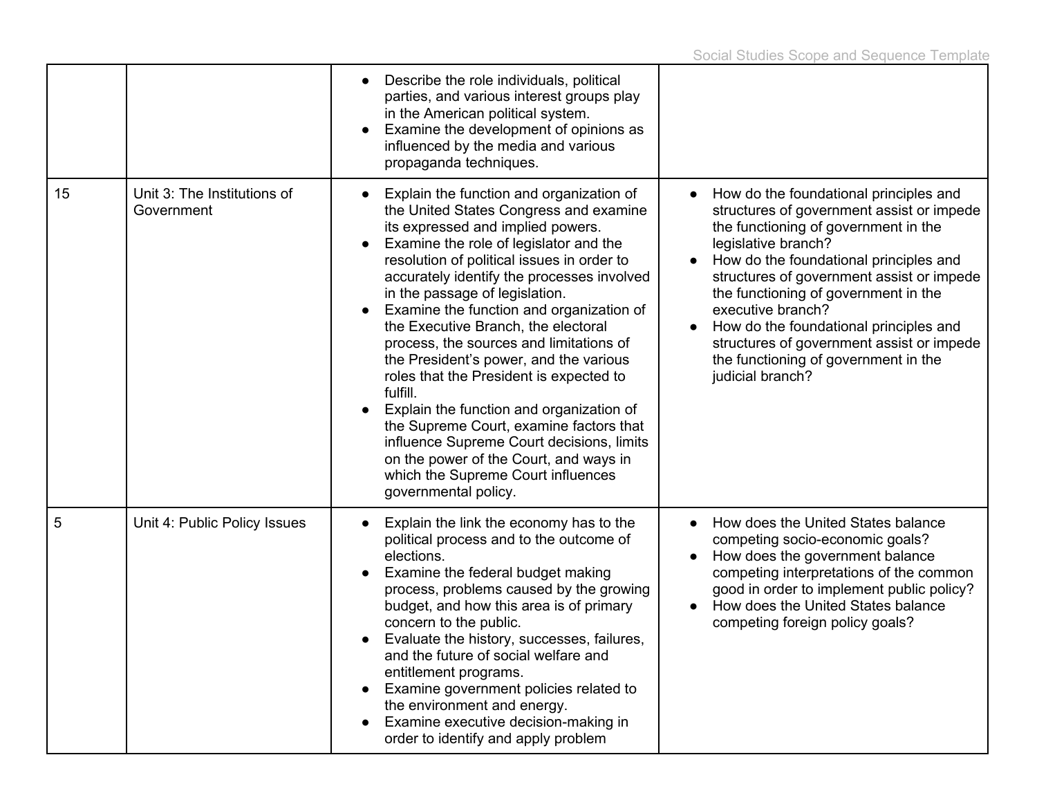| | | | |
|---|---|---|---|
| | | • Describe the role individuals, political parties, and various interest groups play in the American political system.<br>• Examine the development of opinions as influenced by the media and various propaganda techniques. | |
| 15 | Unit 3: The Institutions of Government | • Explain the function and organization of the United States Congress and examine its expressed and implied powers.<br>• Examine the role of legislator and the resolution of political issues in order to accurately identify the processes involved in the passage of legislation.<br>• Examine the function and organization of the Executive Branch, the electoral process, the sources and limitations of the President's power, and the various roles that the President is expected to fulfill.<br>• Explain the function and organization of the Supreme Court, examine factors that influence Supreme Court decisions, limits on the power of the Court, and ways in which the Supreme Court influences governmental policy. | • How do the foundational principles and structures of government assist or impede the functioning of government in the legislative branch?<br>• How do the foundational principles and structures of government assist or impede the functioning of government in the executive branch?<br>• How do the foundational principles and structures of government assist or impede the functioning of government in the judicial branch? |
| 5 | Unit 4: Public Policy Issues | • Explain the link the economy has to the political process and to the outcome of elections.<br>• Examine the federal budget making process, problems caused by the growing budget, and how this area is of primary concern to the public.<br>• Evaluate the history, successes, failures, and the future of social welfare and entitlement programs.<br>• Examine government policies related to the environment and energy.<br>• Examine executive decision-making in order to identify and apply problem | • How does the United States balance competing socio-economic goals?<br>• How does the government balance competing interpretations of the common good in order to implement public policy?<br>• How does the United States balance competing foreign policy goals? |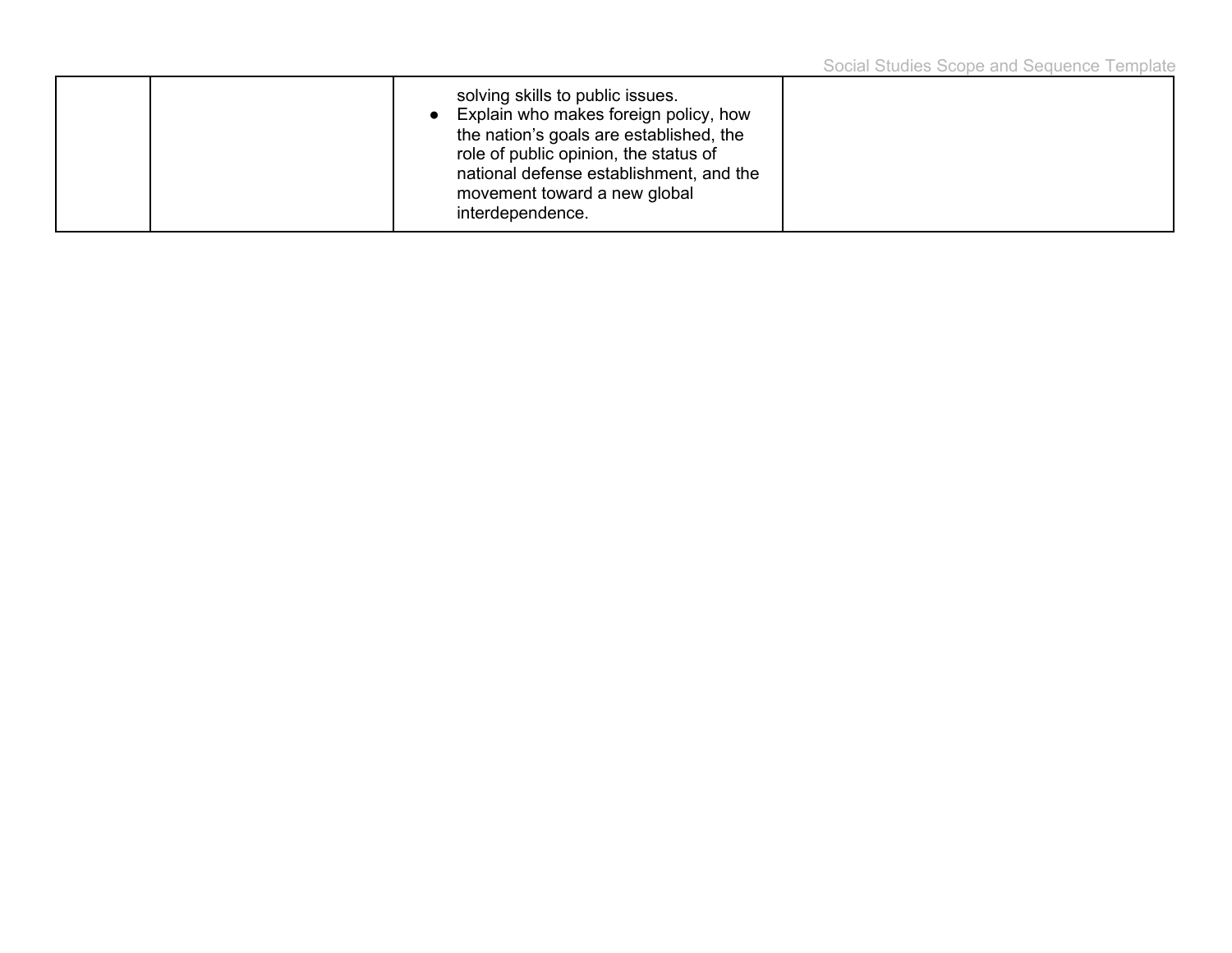| | | | |
|---|---|---|---|
| | | solving skills to public issues.<br>● Explain who makes foreign policy, how the nation's goals are established, the role of public opinion, the status of national defense establishment, and the movement toward a new global interdependence. | |